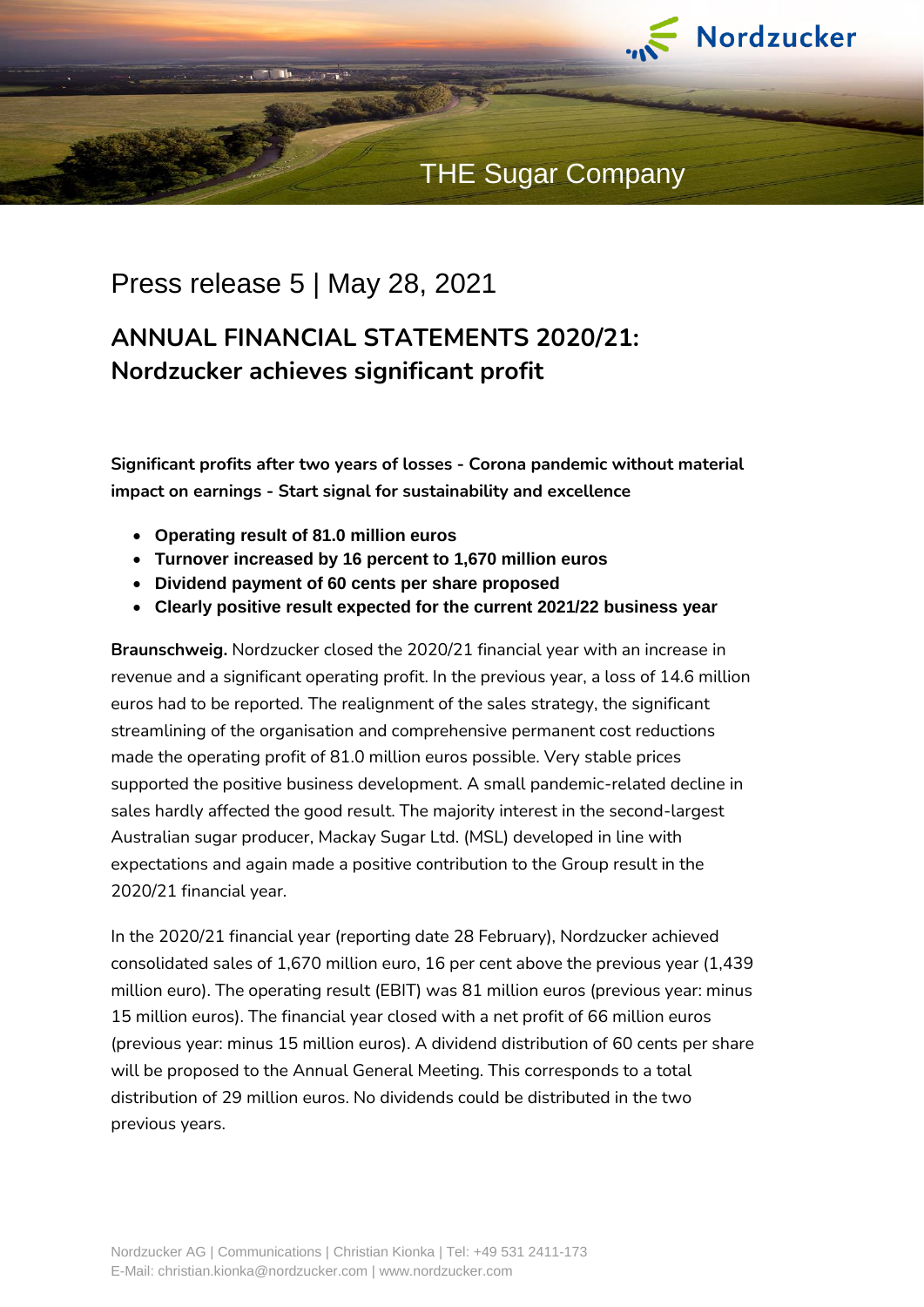Nordzucker

THE Sugar Company

Press release 5 | May 28, 2021

# ANNUAL FINANCIAL STATEMENTS 2020/21: Nordzucker achieves significant profit

**Significant profits after two years of losses - Corona pandemic without material impact on earnings - Start signal for sustainability and excellence**

- **Operating result of 81.0 million euros**
- **Turnover increased by 16 percent to 1,670 million euros**
- **Dividend payment of 60 cents per share proposed**
- **Clearly positive result expected for the current 2021/22 business year**

**Braunschweig.** Nordzucker closed the 2020/21 financial year with an increase in revenue and a significant operating profit. In the previous year, a loss of 14.6 million euros had to be reported. The realignment of the sales strategy, the significant streamlining of the organisation and comprehensive permanent cost reductions made the operating profit of 81.0 million euros possible. Very stable prices supported the positive business development. A small pandemic-related decline in sales hardly affected the good result. The majority interest in the second-largest Australian sugar producer, Mackay Sugar Ltd. (MSL) developed in line with expectations and again made a positive contribution to the Group result in the 2020/21 financial year.

In the 2020/21 financial year (reporting date 28 February), Nordzucker achieved consolidated sales of 1,670 million euro, 16 per cent above the previous year (1,439 million euro). The operating result (EBIT) was 81 million euros (previous year: minus 15 million euros). The financial year closed with a net profit of 66 million euros (previous year: minus 15 million euros). A dividend distribution of 60 cents per share will be proposed to the Annual General Meeting. This corresponds to a total distribution of 29 million euros. No dividends could be distributed in the two previous years.

Nordzucker AG | Communications | Christian Kionka | Tel: +49 531 2411-173
E-Mail: christian.kionka@nordzucker.com | www.nordzucker.com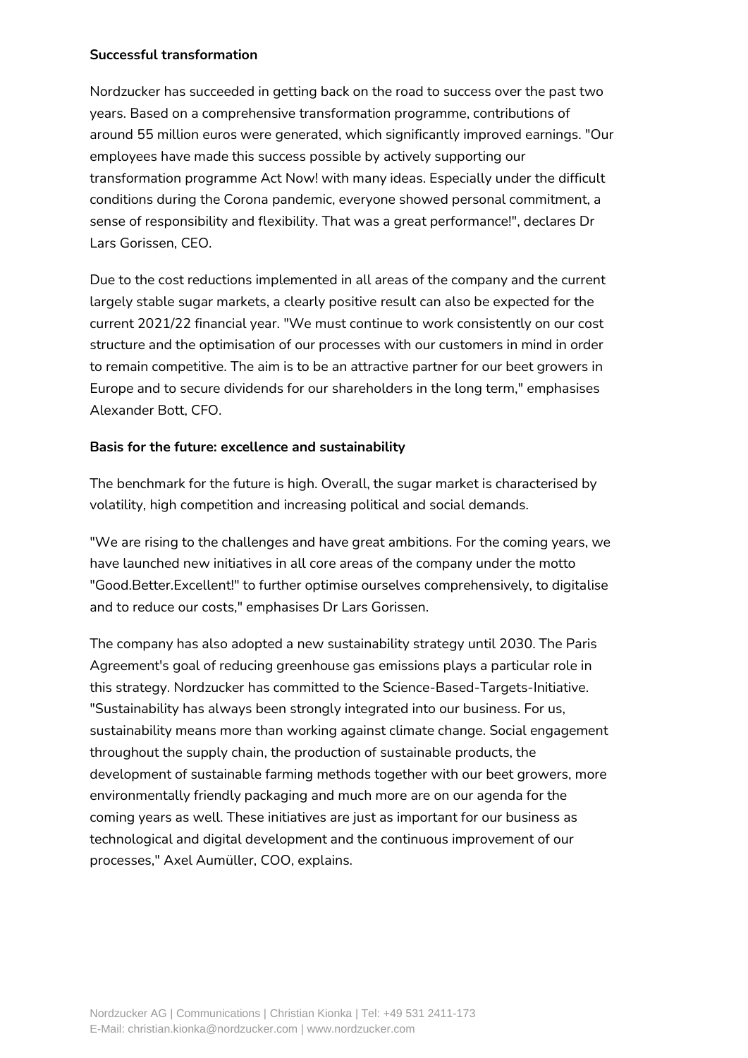**Successful transformation**

Nordzucker has succeeded in getting back on the road to success over the past two years. Based on a comprehensive transformation programme, contributions of around 55 million euros were generated, which significantly improved earnings. "Our employees have made this success possible by actively supporting our transformation programme Act Now! with many ideas. Especially under the difficult conditions during the Corona pandemic, everyone showed personal commitment, a sense of responsibility and flexibility. That was a great performance!", declares Dr Lars Gorissen, CEO.

Due to the cost reductions implemented in all areas of the company and the current largely stable sugar markets, a clearly positive result can also be expected for the current 2021/22 financial year. "We must continue to work consistently on our cost structure and the optimisation of our processes with our customers in mind in order to remain competitive. The aim is to be an attractive partner for our beet growers in Europe and to secure dividends for our shareholders in the long term," emphasises Alexander Bott, CFO.

**Basis for the future: excellence and sustainability**

The benchmark for the future is high. Overall, the sugar market is characterised by volatility, high competition and increasing political and social demands.

"We are rising to the challenges and have great ambitions. For the coming years, we have launched new initiatives in all core areas of the company under the motto "Good.Better.Excellent!" to further optimise ourselves comprehensively, to digitalise and to reduce our costs," emphasises Dr Lars Gorissen.

The company has also adopted a new sustainability strategy until 2030. The Paris Agreement's goal of reducing greenhouse gas emissions plays a particular role in this strategy. Nordzucker has committed to the Science-Based-Targets-Initiative. "Sustainability has always been strongly integrated into our business. For us, sustainability means more than working against climate change. Social engagement throughout the supply chain, the production of sustainable products, the development of sustainable farming methods together with our beet growers, more environmentally friendly packaging and much more are on our agenda for the coming years as well. These initiatives are just as important for our business as technological and digital development and the continuous improvement of our processes," Axel Aumüller, COO, explains.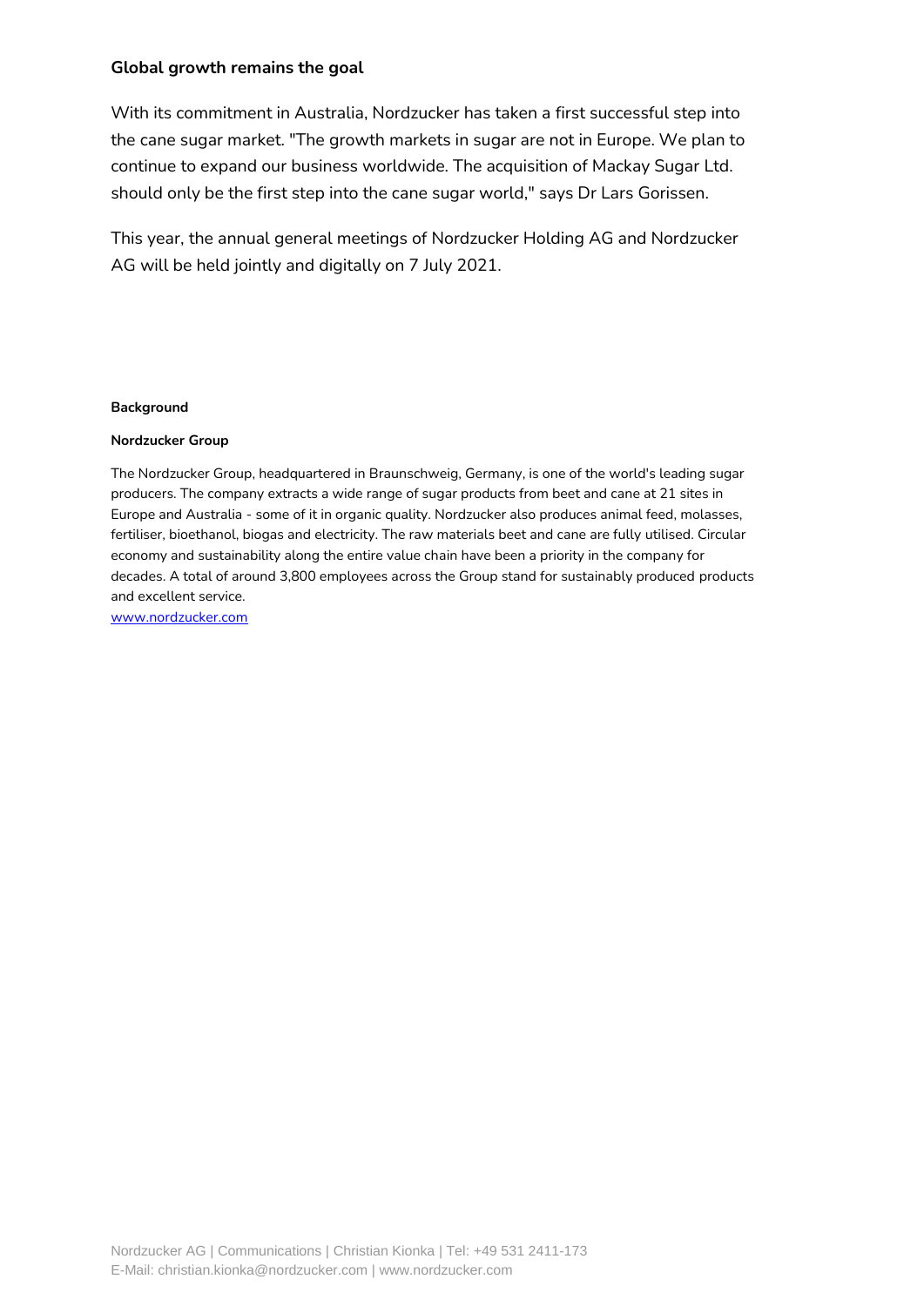## Global growth remains the goal

With its commitment in Australia, Nordzucker has taken a first successful step into the cane sugar market. "The growth markets in sugar are not in Europe. We plan to continue to expand our business worldwide. The acquisition of Mackay Sugar Ltd. should only be the first step into the cane sugar world," says Dr Lars Gorissen.

This year, the annual general meetings of Nordzucker Holding AG and Nordzucker AG will be held jointly and digitally on 7 July 2021.

**Background**

**Nordzucker Group**

The Nordzucker Group, headquartered in Braunschweig, Germany, is one of the world's leading sugar producers. The company extracts a wide range of sugar products from beet and cane at 21 sites in Europe and Australia - some of it in organic quality. Nordzucker also produces animal feed, molasses, fertiliser, bioethanol, biogas and electricity. The raw materials beet and cane are fully utilised. Circular economy and sustainability along the entire value chain have been a priority in the company for decades. A total of around 3,800 employees across the Group stand for sustainably produced products and excellent service.
www.nordzucker.com

Nordzucker AG | Communications | Christian Kionka | Tel: +49 531 2411-173
E-Mail: christian.kionka@nordzucker.com | www.nordzucker.com